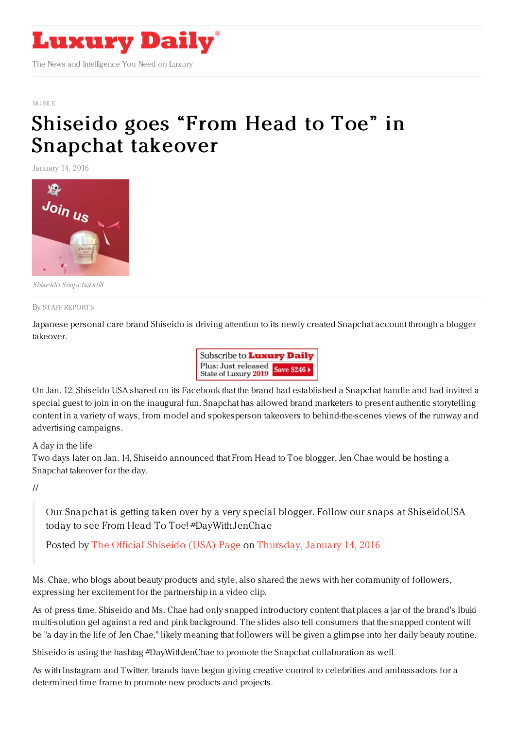# Luxury Daily

The News and Intelligence You Need on Luxury

MOBILE

# Shiseido goes "From Head to Toe" in Snapchat takeover

January 14, 2016

*Shiseido Snapchat still*

By STAFF REPORTS

Japanese personal care brand Shiseido is driving attention to its newly created Snapchat account through a blogger takeover.

On Jan. 12, Shiseido USA shared on its Facebook that the brand had established a Snapchat handle and had invited a special guest to join in on the inaugural fun. Snapchat has allowed brand marketers to present authentic storytelling content in a variety of ways, from model and spokesperson takeovers to behind-the-scenes views of the runway and advertising campaigns.

A day in the life

Two days later on Jan. 14, Shiseido announced that From Head to Toe blogger, Jen Chae would be hosting a Snapchat takeover for the day.

//

> Our Snapchat is getting taken over by a very special blogger. Follow our snaps at ShiseidoUSA today to see From Head To Toe! #DayWithJenChae
>
> Posted by The Official Shiseido (USA) Page on Thursday, January 14, 2016

Ms. Chae, who blogs about beauty products and style, also shared the news with her community of followers, expressing her excitement for the partnership in a video clip.

As of press time, Shiseido and Ms. Chae had only snapped introductory content that places a jar of the brand's Ibuki multi-solution gel against a red and pink background. The slides also tell consumers that the snapped content will be "a day in the life of Jen Chae," likely meaning that followers will be given a glimpse into her daily beauty routine.

Shiseido is using the hashtag #DayWithJenChae to promote the Snapchat collaboration as well.

As with Instagram and Twitter, brands have begun giving creative control to celebrities and ambassadors for a determined time frame to promote new products and projects.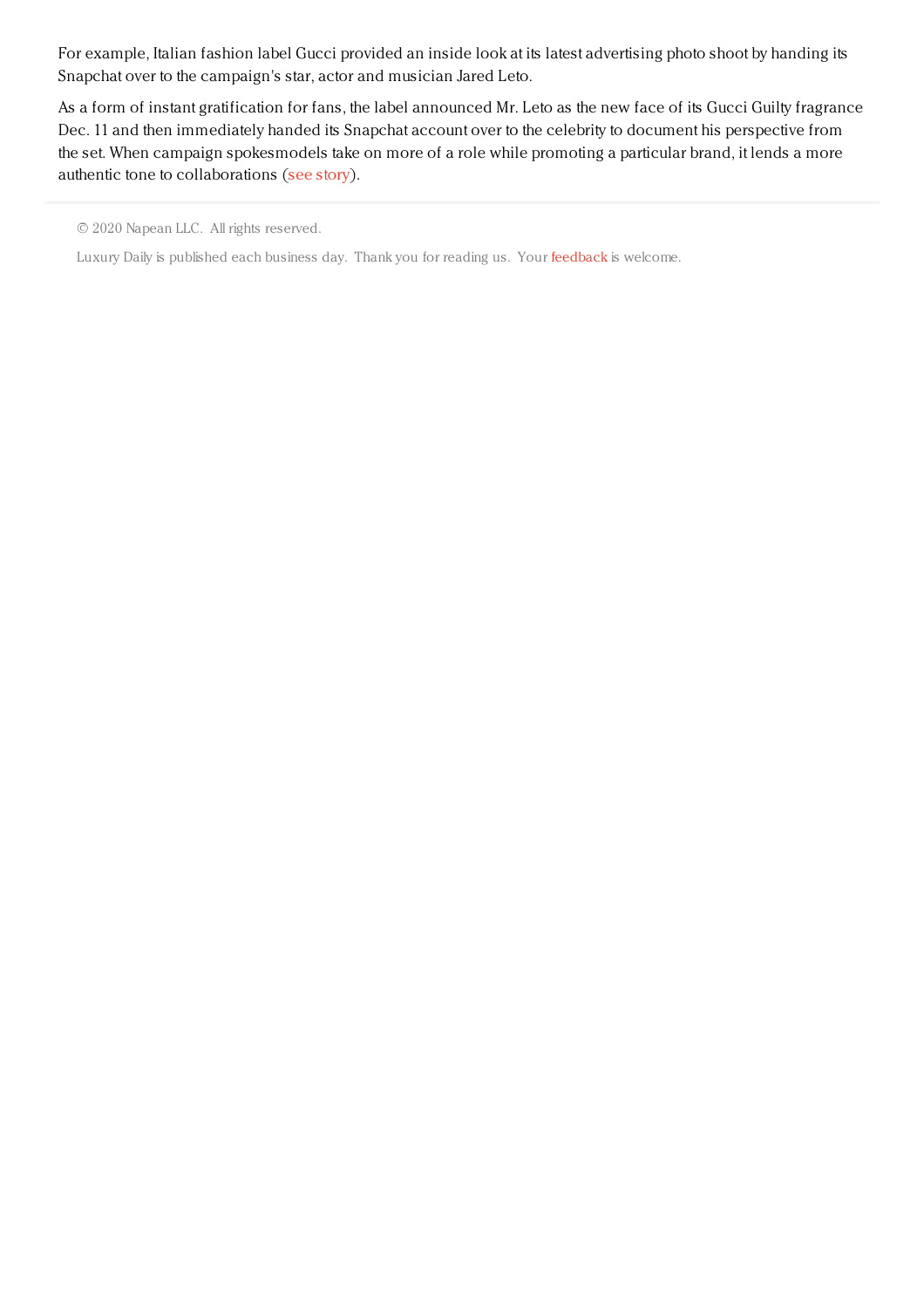For example, Italian fashion label Gucci provided an inside look at its latest advertising photo shoot by handing its Snapchat over to the campaign's star, actor and musician Jared Leto.

As a form of instant gratification for fans, the label announced Mr. Leto as the new face of its Gucci Guilty fragrance Dec. 11 and then immediately handed its Snapchat account over to the celebrity to document his perspective from the set. When campaign spokesmodels take on more of a role while promoting a particular brand, it lends a more authentic tone to collaborations (see story).

© 2020 Napean LLC. All rights reserved.

Luxury Daily is published each business day. Thank you for reading us. Your feedback is welcome.